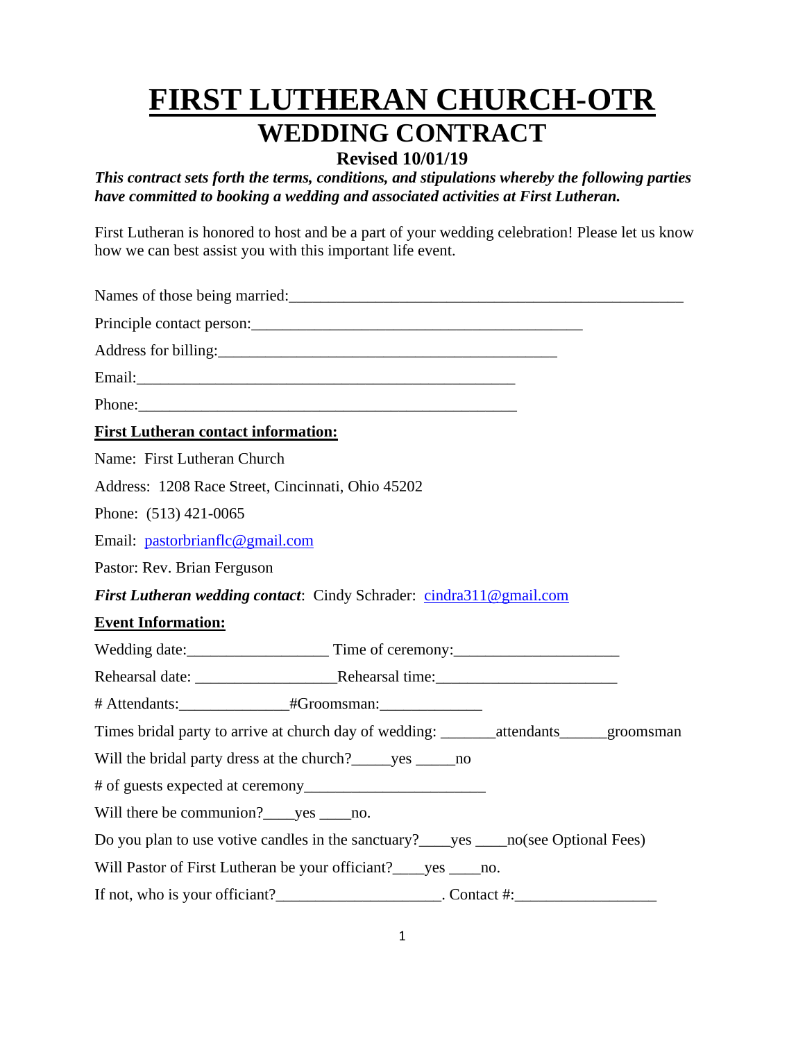# FIRST LUTHERAN CHURCH-OTR
## WEDDING CONTRACT
### Revised 10/01/19

***This contract sets forth the terms, conditions, and stipulations whereby the following parties have committed to booking a wedding and associated activities at First Lutheran.***

First Lutheran is honored to host and be a part of your wedding celebration! Please let us know how we can best assist you with this important life event.

Names of those being married:____________________________________________________

Principle contact person:__________________________________________

Address for billing:________________________________________

Email:_________________________________________________

Phone:_________________________________________________

**First Lutheran contact information:**

Name: First Lutheran Church

Address: 1208 Race Street, Cincinnati, Ohio 45202

Phone: (513) 421-0065

Email: pastorbrianflc@gmail.com

Pastor: Rev. Brian Ferguson

***First Lutheran wedding contact***: Cindy Schrader: cindra311@gmail.com

**Event Information:**

Wedding date:__________________ Time of ceremony:_____________________

Rehearsal date: __________________Rehearsal time:_______________________

# Attendants:______________#Groomsman:_____________

Times bridal party to arrive at church day of wedding: _______attendants______groomsman

Will the bridal party dress at the church?_____yes _____no

# of guests expected at ceremony______________________

Will there be communion?____yes ____no.

Do you plan to use votive candles in the sanctuary?____yes ____no(see Optional Fees)

Will Pastor of First Lutheran be your officiant?____yes ____no.

If not, who is your officiant?_____________________. Contact #:_________________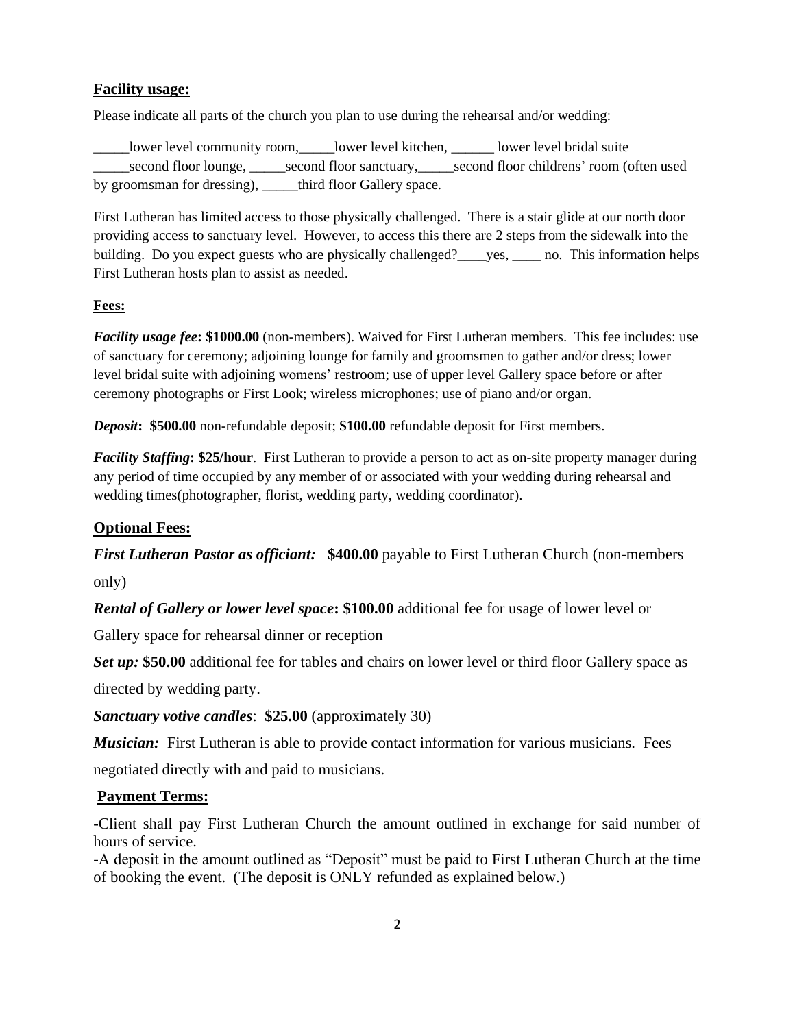## Facility usage:

Please indicate all parts of the church you plan to use during the rehearsal and/or wedding:

_____lower level community room,_____lower level kitchen, ______ lower level bridal suite _____second floor lounge, _____second floor sanctuary,_____second floor childrens' room (often used by groomsman for dressing), _____third floor Gallery space.

First Lutheran has limited access to those physically challenged. There is a stair glide at our north door providing access to sanctuary level. However, to access this there are 2 steps from the sidewalk into the building. Do you expect guests who are physically challenged?____yes, ____ no. This information helps First Lutheran hosts plan to assist as needed.

## Fees:

***Facility usage fee*: $1000.00** (non-members). Waived for First Lutheran members. This fee includes: use of sanctuary for ceremony; adjoining lounge for family and groomsmen to gather and/or dress; lower level bridal suite with adjoining womens' restroom; use of upper level Gallery space before or after ceremony photographs or First Look; wireless microphones; use of piano and/or organ.

***Deposit*: $500.00** non-refundable deposit; **$100.00** refundable deposit for First members.

***Facility Staffing*: $25/hour**. First Lutheran to provide a person to act as on-site property manager during any period of time occupied by any member of or associated with your wedding during rehearsal and wedding times(photographer, florist, wedding party, wedding coordinator).

## Optional Fees:

***First Lutheran Pastor as officiant:*** **$400.00** payable to First Lutheran Church (non-members only)

***Rental of Gallery or lower level space*: $100.00** additional fee for usage of lower level or Gallery space for rehearsal dinner or reception

***Set up:* $50.00** additional fee for tables and chairs on lower level or third floor Gallery space as directed by wedding party.

***Sanctuary votive candles***: **$25.00** (approximately 30)

***Musician:*** First Lutheran is able to provide contact information for various musicians. Fees negotiated directly with and paid to musicians.

## Payment Terms:

-Client shall pay First Lutheran Church the amount outlined in exchange for said number of hours of service.

-A deposit in the amount outlined as "Deposit" must be paid to First Lutheran Church at the time of booking the event. (The deposit is ONLY refunded as explained below.)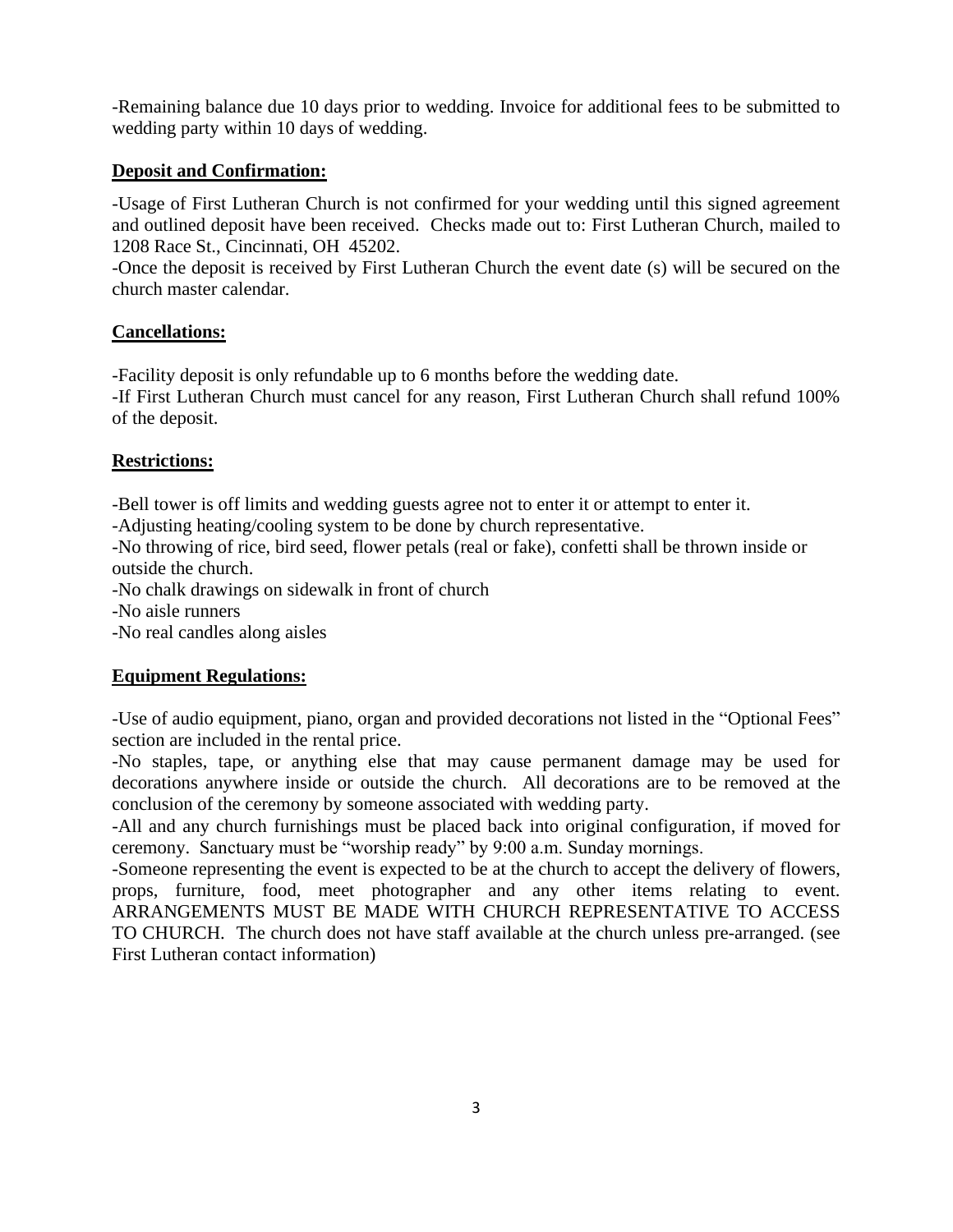-Remaining balance due 10 days prior to wedding. Invoice for additional fees to be submitted to wedding party within 10 days of wedding.

**Deposit and Confirmation:**

-Usage of First Lutheran Church is not confirmed for your wedding until this signed agreement and outlined deposit have been received. Checks made out to: First Lutheran Church, mailed to 1208 Race St., Cincinnati, OH 45202.

-Once the deposit is received by First Lutheran Church the event date (s) will be secured on the church master calendar.

**Cancellations:**

-Facility deposit is only refundable up to 6 months before the wedding date.

-If First Lutheran Church must cancel for any reason, First Lutheran Church shall refund 100% of the deposit.

**Restrictions:**

-Bell tower is off limits and wedding guests agree not to enter it or attempt to enter it.

-Adjusting heating/cooling system to be done by church representative.

-No throwing of rice, bird seed, flower petals (real or fake), confetti shall be thrown inside or outside the church.

-No chalk drawings on sidewalk in front of church

-No aisle runners

-No real candles along aisles

**Equipment Regulations:**

-Use of audio equipment, piano, organ and provided decorations not listed in the "Optional Fees" section are included in the rental price.

-No staples, tape, or anything else that may cause permanent damage may be used for decorations anywhere inside or outside the church. All decorations are to be removed at the conclusion of the ceremony by someone associated with wedding party.

-All and any church furnishings must be placed back into original configuration, if moved for ceremony. Sanctuary must be "worship ready" by 9:00 a.m. Sunday mornings.

-Someone representing the event is expected to be at the church to accept the delivery of flowers, props, furniture, food, meet photographer and any other items relating to event. ARRANGEMENTS MUST BE MADE WITH CHURCH REPRESENTATIVE TO ACCESS TO CHURCH. The church does not have staff available at the church unless pre-arranged. (see First Lutheran contact information)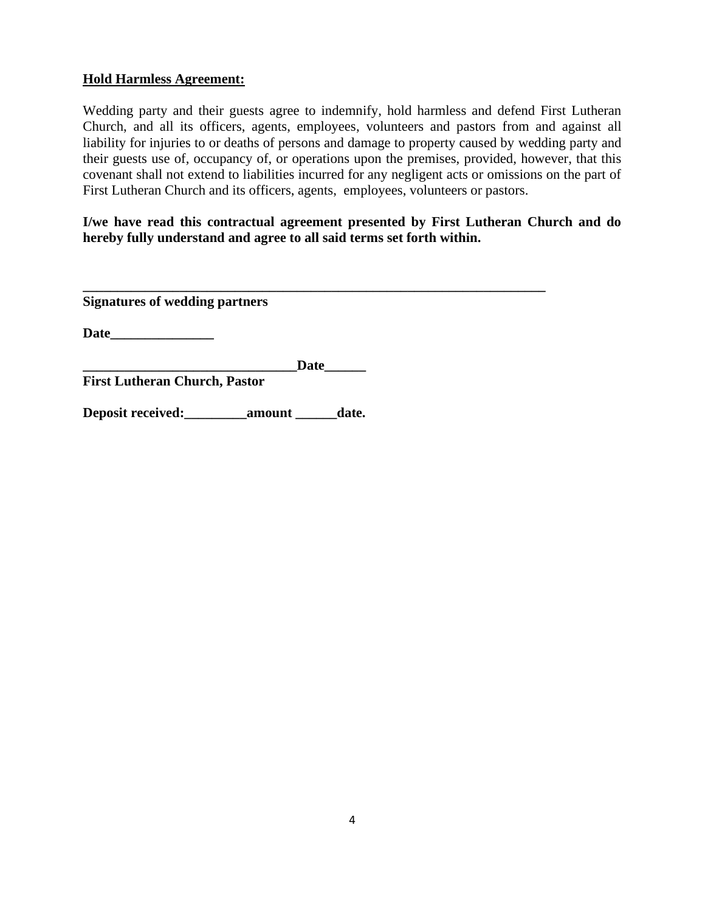**Hold Harmless Agreement:**

Wedding party and their guests agree to indemnify, hold harmless and defend First Lutheran Church, and all its officers, agents, employees, volunteers and pastors from and against all liability for injuries to or deaths of persons and damage to property caused by wedding party and their guests use of, occupancy of, or operations upon the premises, provided, however, that this covenant shall not extend to liabilities incurred for any negligent acts or omissions on the part of First Lutheran Church and its officers, agents, employees, volunteers or pastors.

**I/we have read this contractual agreement presented by First Lutheran Church and do hereby fully understand and agree to all said terms set forth within.**

**_________________________________________________________________________**
**Signatures of wedding partners**

**Date_______________**

**______________________________Date______**
**First Lutheran Church, Pastor**

**Deposit received:_________amount ______date.**